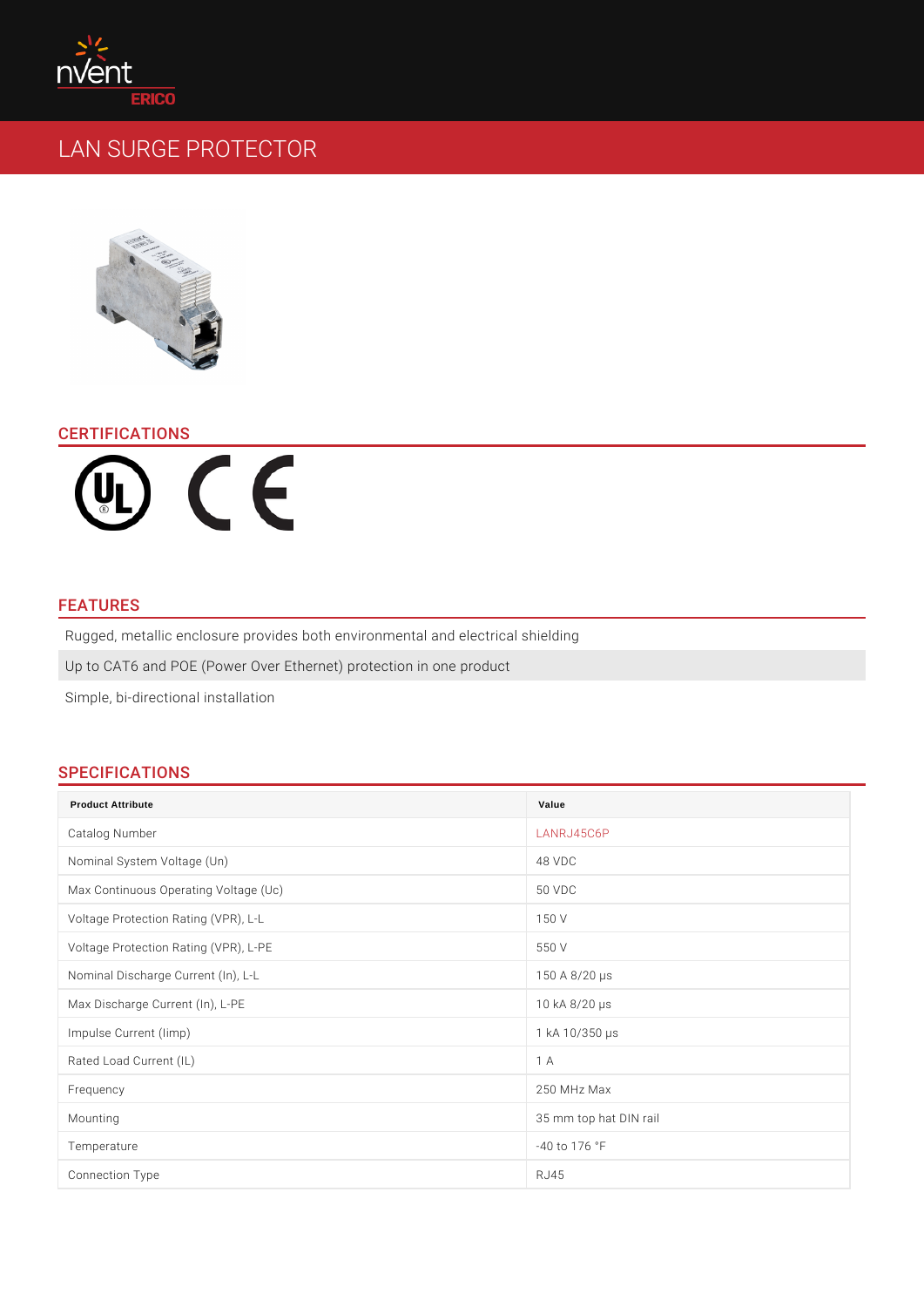# LAN SURGE PROTECTOR

## CERTIFICATIONS

## FEATURES

Rugged, metallic enclosure provides both environmental and electrical shielding

Up to CAT6 and POE (Power Over Ethernet) protection in one product

Simple, bi-directional installation

## SPECIFICATIONS

| Product Attribute | Value |
| --- | --- |
| Catalog Number | LANRJ45C6P |
| Nominal System Voltage (Un) | 48 VDC |
| Max Continuous Operating Voltage (Uc) | 50 VDC |
| Voltage Protection Rating (VPR), L-L | 150 V |
| Voltage Protection Rating (VPR), L-PE | 550 V |
| Nominal Discharge Current (In), L-L | 150 A 8/20 µs |
| Max Discharge Current (In), L-PE | 10 kA 8/20 µs |
| Impulse Current (Iimp) | 1 kA 10/350 µs |
| Rated Load Current (IL) | 1 A |
| Frequency | 250 MHz Max |
| Mounting | 35 mm top hat DIN rail |
| Temperature | -40 to 176 °F |
| Connection Type | RJ45 |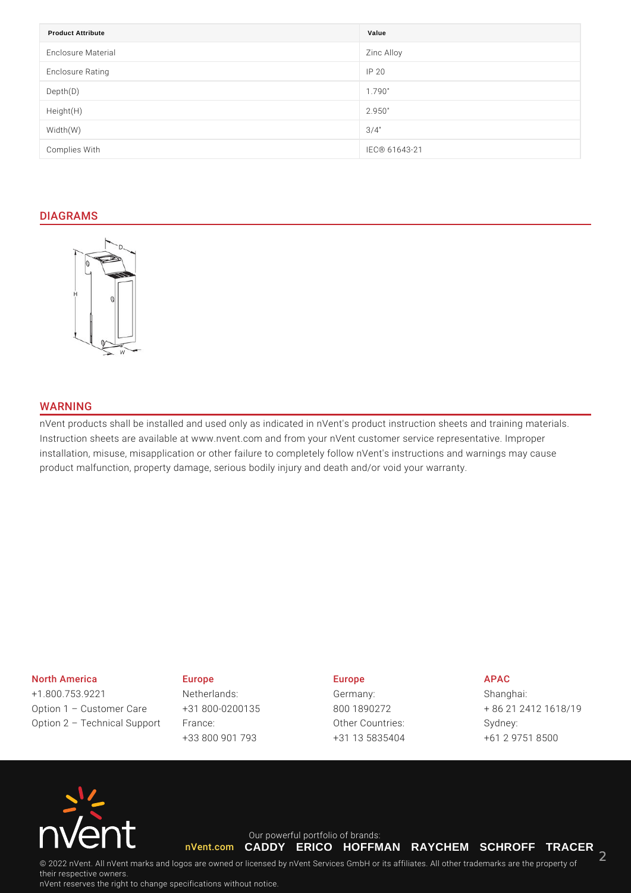| Product Attribute | Value |
|---|---|
| Enclosure Material | Zinc Alloy |
| Enclosure Rating | IP 20 |
| Depth(D) | 1.790" |
| Height(H) | 2.950" |
| Width(W) | 3/4" |
| Complies With | IEC® 61643-21 |

## DIAGRAMS

D

H

W

## WARNING

nVent products shall be installed and used only as indicated in nVent's product instruction sheets and training materials. Instruction sheets are available at www.nvent.com and from your nVent customer service representative. Improper installation, misuse, misapplication or other failure to completely follow nVent's instructions and warnings may cause product malfunction, property damage, serious bodily injury and death and/or void your warranty.

**North America**
+1.800.753.9221
Option 1 – Customer Care
Option 2 – Technical Support

**Europe**
Netherlands:
+31 800-0200135
France:
+33 800 901 793

**Europe**
Germany:
800 1890272
Other Countries:
+31 13 5835404

**APAC**
Shanghai:
+ 86 21 2412 1618/19
Sydney:
+61 2 9751 8500

Our powerful portfolio of brands:
nVent.com CADDY ERICO HOFFMAN RAYCHEM SCHROFF TRACER

© 2022 nVent. All nVent marks and logos are owned or licensed by nVent Services GmbH or its affiliates. All other trademarks are the property of their respective owners.
nVent reserves the right to change specifications without notice.